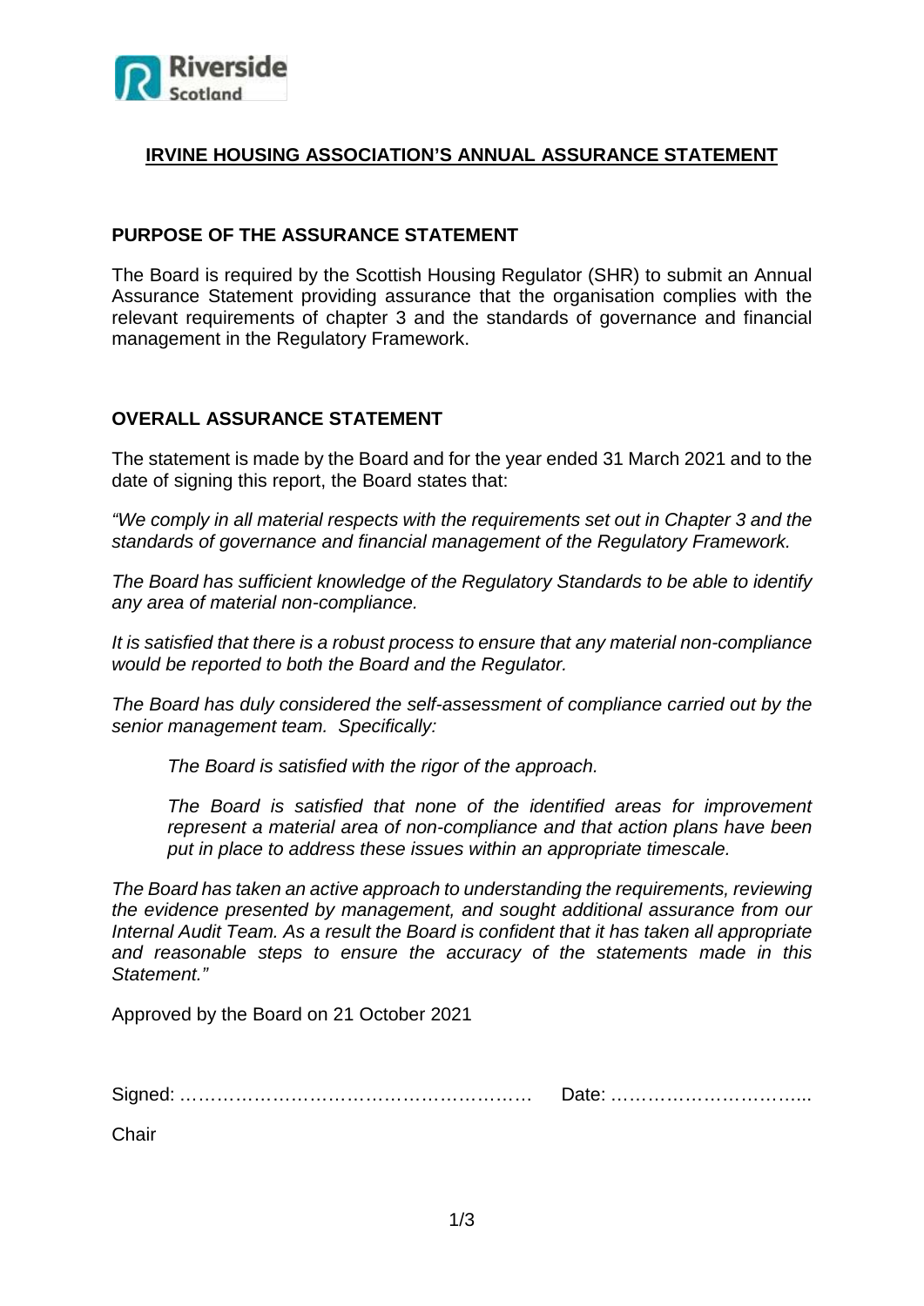# IRVINE HOUSING ASSOCIATION'S ANNUAL ASSURANCE STATEMENT

## PURPOSE OF THE ASSURANCE STATEMENT

The Board is required by the Scottish Housing Regulator (SHR) to submit an Annual Assurance Statement providing assurance that the organisation complies with the relevant requirements of chapter 3 and the standards of governance and financial management in the Regulatory Framework.

## OVERALL ASSURANCE STATEMENT

The statement is made by the Board and for the year ended 31 March 2021 and to the date of signing this report, the Board states that:

*"We comply in all material respects with the requirements set out in Chapter 3 and the standards of governance and financial management of the Regulatory Framework.*

*The Board has sufficient knowledge of the Regulatory Standards to be able to identify any area of material non-compliance.*

*It is satisfied that there is a robust process to ensure that any material non-compliance would be reported to both the Board and the Regulator.*

*The Board has duly considered the self-assessment of compliance carried out by the senior management team. Specifically:*

> *The Board is satisfied with the rigor of the approach.*
>
> *The Board is satisfied that none of the identified areas for improvement represent a material area of non-compliance and that action plans have been put in place to address these issues within an appropriate timescale.*

*The Board has taken an active approach to understanding the requirements, reviewing the evidence presented by management, and sought additional assurance from our Internal Audit Team. As a result the Board is confident that it has taken all appropriate and reasonable steps to ensure the accuracy of the statements made in this Statement."*

Approved by the Board on 21 October 2021

Signed: ………………………………………………… Date: …………………………...

Chair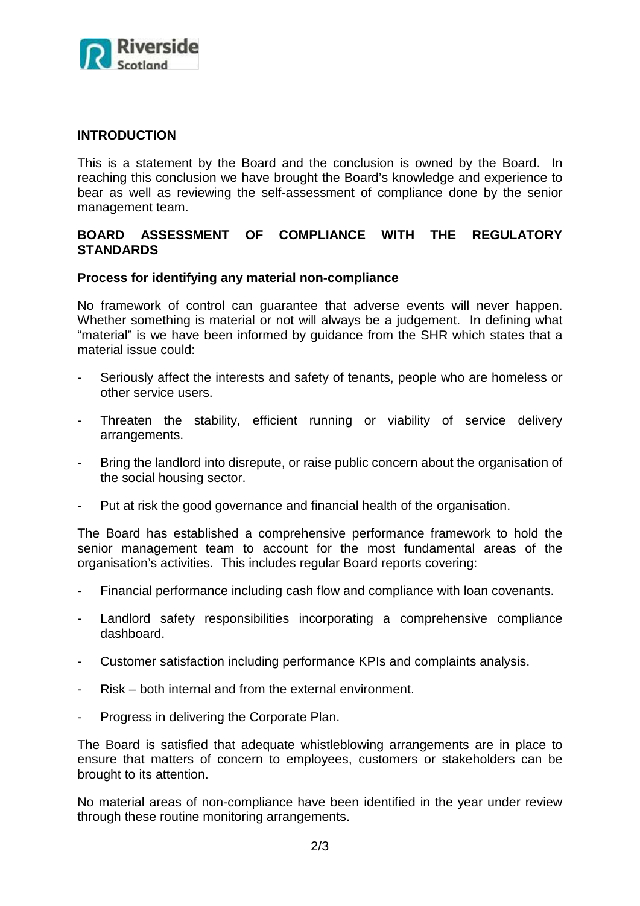## INTRODUCTION

This is a statement by the Board and the conclusion is owned by the Board. In reaching this conclusion we have brought the Board's knowledge and experience to bear as well as reviewing the self-assessment of compliance done by the senior management team.

## BOARD ASSESSMENT OF COMPLIANCE WITH THE REGULATORY STANDARDS

### Process for identifying any material non-compliance

No framework of control can guarantee that adverse events will never happen. Whether something is material or not will always be a judgement. In defining what "material" is we have been informed by guidance from the SHR which states that a material issue could:

- Seriously affect the interests and safety of tenants, people who are homeless or other service users.
- Threaten the stability, efficient running or viability of service delivery arrangements.
- Bring the landlord into disrepute, or raise public concern about the organisation of the social housing sector.
- Put at risk the good governance and financial health of the organisation.

The Board has established a comprehensive performance framework to hold the senior management team to account for the most fundamental areas of the organisation's activities. This includes regular Board reports covering:

- Financial performance including cash flow and compliance with loan covenants.
- Landlord safety responsibilities incorporating a comprehensive compliance dashboard.
- Customer satisfaction including performance KPIs and complaints analysis.
- Risk – both internal and from the external environment.
- Progress in delivering the Corporate Plan.

The Board is satisfied that adequate whistleblowing arrangements are in place to ensure that matters of concern to employees, customers or stakeholders can be brought to its attention.

No material areas of non-compliance have been identified in the year under review through these routine monitoring arrangements.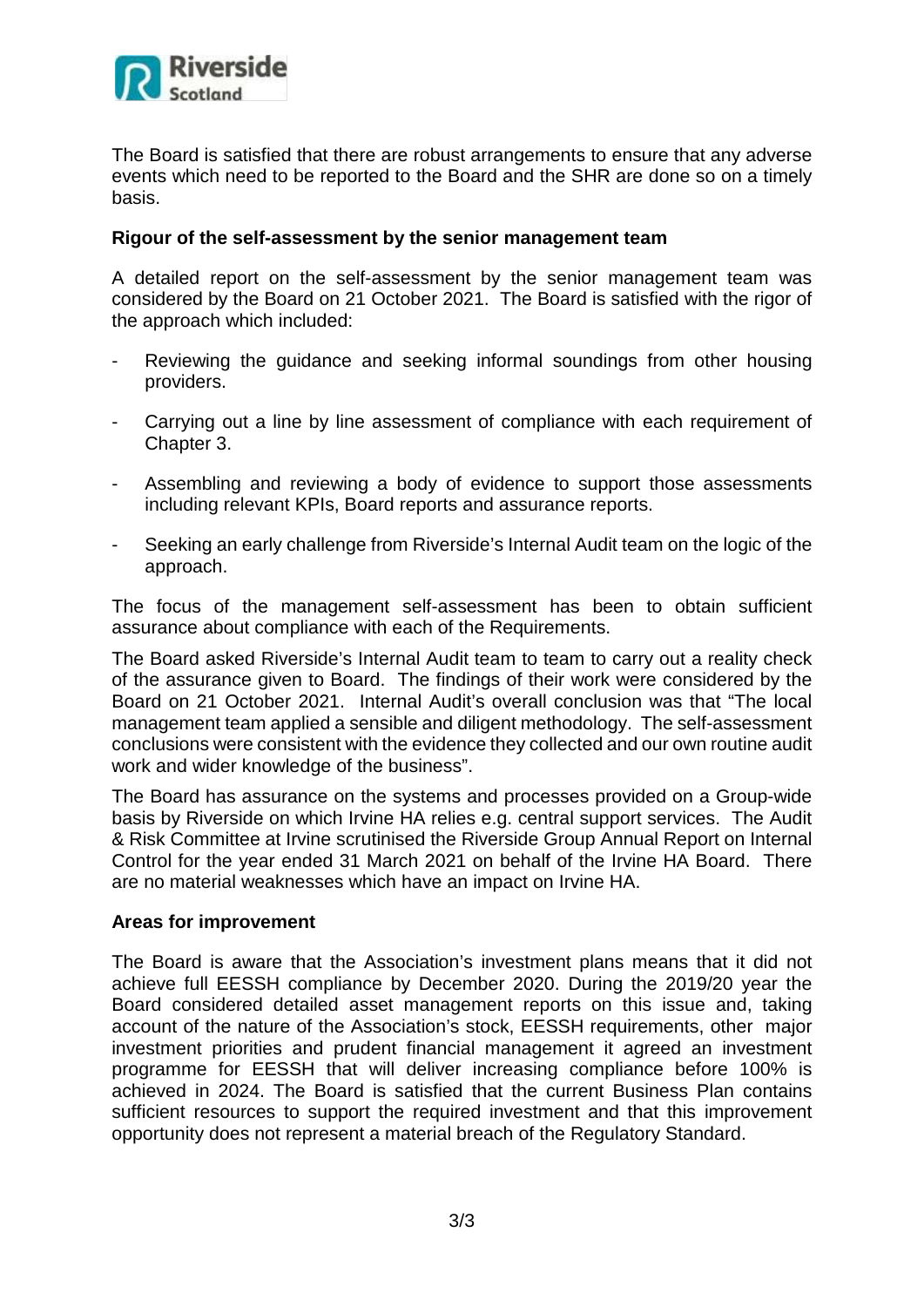The Board is satisfied that there are robust arrangements to ensure that any adverse events which need to be reported to the Board and the SHR are done so on a timely basis.

**Rigour of the self-assessment by the senior management team**

A detailed report on the self-assessment by the senior management team was considered by the Board on 21 October 2021. The Board is satisfied with the rigor of the approach which included:

- Reviewing the guidance and seeking informal soundings from other housing providers.
- Carrying out a line by line assessment of compliance with each requirement of Chapter 3.
- Assembling and reviewing a body of evidence to support those assessments including relevant KPIs, Board reports and assurance reports.
- Seeking an early challenge from Riverside's Internal Audit team on the logic of the approach.

The focus of the management self-assessment has been to obtain sufficient assurance about compliance with each of the Requirements.

The Board asked Riverside's Internal Audit team to team to carry out a reality check of the assurance given to Board. The findings of their work were considered by the Board on 21 October 2021. Internal Audit's overall conclusion was that "The local management team applied a sensible and diligent methodology. The self-assessment conclusions were consistent with the evidence they collected and our own routine audit work and wider knowledge of the business".

The Board has assurance on the systems and processes provided on a Group-wide basis by Riverside on which Irvine HA relies e.g. central support services. The Audit & Risk Committee at Irvine scrutinised the Riverside Group Annual Report on Internal Control for the year ended 31 March 2021 on behalf of the Irvine HA Board. There are no material weaknesses which have an impact on Irvine HA.

**Areas for improvement**

The Board is aware that the Association's investment plans means that it did not achieve full EESSH compliance by December 2020. During the 2019/20 year the Board considered detailed asset management reports on this issue and, taking account of the nature of the Association's stock, EESSH requirements, other major investment priorities and prudent financial management it agreed an investment programme for EESSH that will deliver increasing compliance before 100% is achieved in 2024. The Board is satisfied that the current Business Plan contains sufficient resources to support the required investment and that this improvement opportunity does not represent a material breach of the Regulatory Standard.